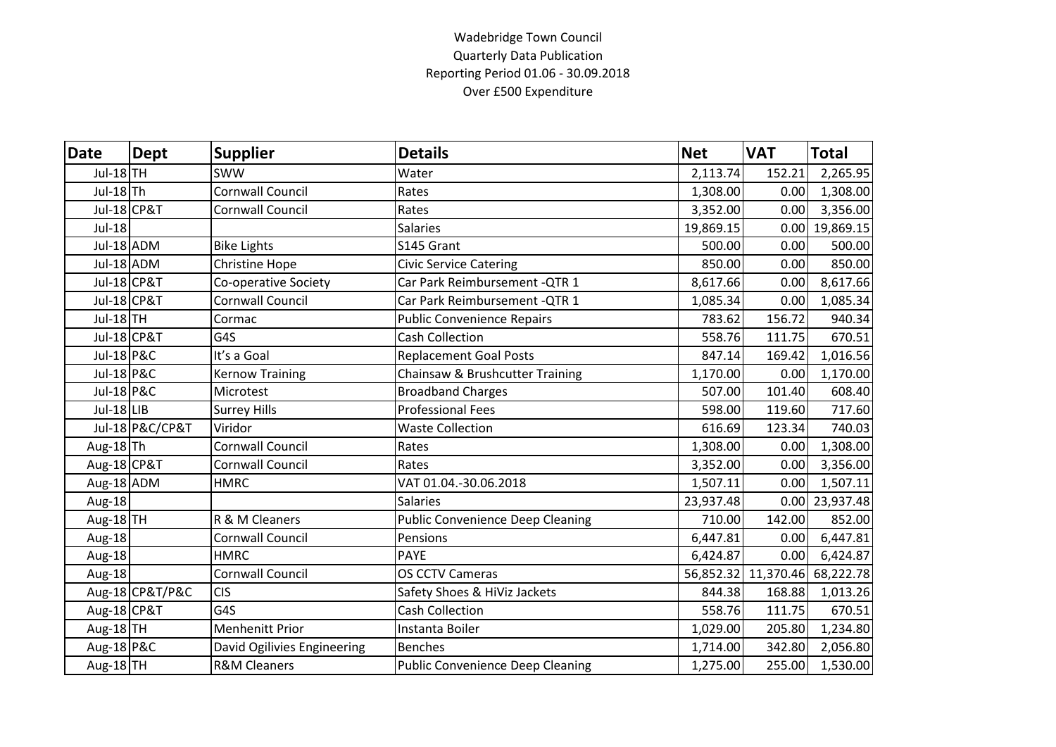Wadebridge Town Council
Quarterly Data Publication
Reporting Period 01.06 - 30.09.2018
Over £500 Expenditure

| Date | Dept | Supplier | Details | Net | VAT | Total |
|---|---|---|---|---|---|---|
| Jul-18 | TH | SWW | Water | 2,113.74 | 152.21 | 2,265.95 |
| Jul-18 | Th | Cornwall Council | Rates | 1,308.00 | 0.00 | 1,308.00 |
| Jul-18 | CP&T | Cornwall Council | Rates | 3,352.00 | 0.00 | 3,356.00 |
| Jul-18 | | | Salaries | 19,869.15 | 0.00 | 19,869.15 |
| Jul-18 | ADM | Bike Lights | S145 Grant | 500.00 | 0.00 | 500.00 |
| Jul-18 | ADM | Christine Hope | Civic Service Catering | 850.00 | 0.00 | 850.00 |
| Jul-18 | CP&T | Co-operative Society | Car Park Reimbursement -QTR 1 | 8,617.66 | 0.00 | 8,617.66 |
| Jul-18 | CP&T | Cornwall Council | Car Park Reimbursement -QTR 1 | 1,085.34 | 0.00 | 1,085.34 |
| Jul-18 | TH | Cormac | Public Convenience Repairs | 783.62 | 156.72 | 940.34 |
| Jul-18 | CP&T | G4S | Cash Collection | 558.76 | 111.75 | 670.51 |
| Jul-18 | P&C | It's a Goal | Replacement Goal Posts | 847.14 | 169.42 | 1,016.56 |
| Jul-18 | P&C | Kernow Training | Chainsaw & Brushcutter Training | 1,170.00 | 0.00 | 1,170.00 |
| Jul-18 | P&C | Microtest | Broadband Charges | 507.00 | 101.40 | 608.40 |
| Jul-18 | LIB | Surrey Hills | Professional Fees | 598.00 | 119.60 | 717.60 |
| Jul-18 | P&C/CP&T | Viridor | Waste Collection | 616.69 | 123.34 | 740.03 |
| Aug-18 | Th | Cornwall Council | Rates | 1,308.00 | 0.00 | 1,308.00 |
| Aug-18 | CP&T | Cornwall Council | Rates | 3,352.00 | 0.00 | 3,356.00 |
| Aug-18 | ADM | HMRC | VAT 01.04.-30.06.2018 | 1,507.11 | 0.00 | 1,507.11 |
| Aug-18 | | | Salaries | 23,937.48 | 0.00 | 23,937.48 |
| Aug-18 | TH | R & M Cleaners | Public Convenience Deep Cleaning | 710.00 | 142.00 | 852.00 |
| Aug-18 | | Cornwall Council | Pensions | 6,447.81 | 0.00 | 6,447.81 |
| Aug-18 | | HMRC | PAYE | 6,424.87 | 0.00 | 6,424.87 |
| Aug-18 | | Cornwall Council | OS CCTV Cameras | 56,852.32 | 11,370.46 | 68,222.78 |
| Aug-18 | CP&T/P&C | CIS | Safety Shoes & HiViz Jackets | 844.38 | 168.88 | 1,013.26 |
| Aug-18 | CP&T | G4S | Cash Collection | 558.76 | 111.75 | 670.51 |
| Aug-18 | TH | Menhenitt Prior | Instanta Boiler | 1,029.00 | 205.80 | 1,234.80 |
| Aug-18 | P&C | David Ogilivies Engineering | Benches | 1,714.00 | 342.80 | 2,056.80 |
| Aug-18 | TH | R&M Cleaners | Public Convenience Deep Cleaning | 1,275.00 | 255.00 | 1,530.00 |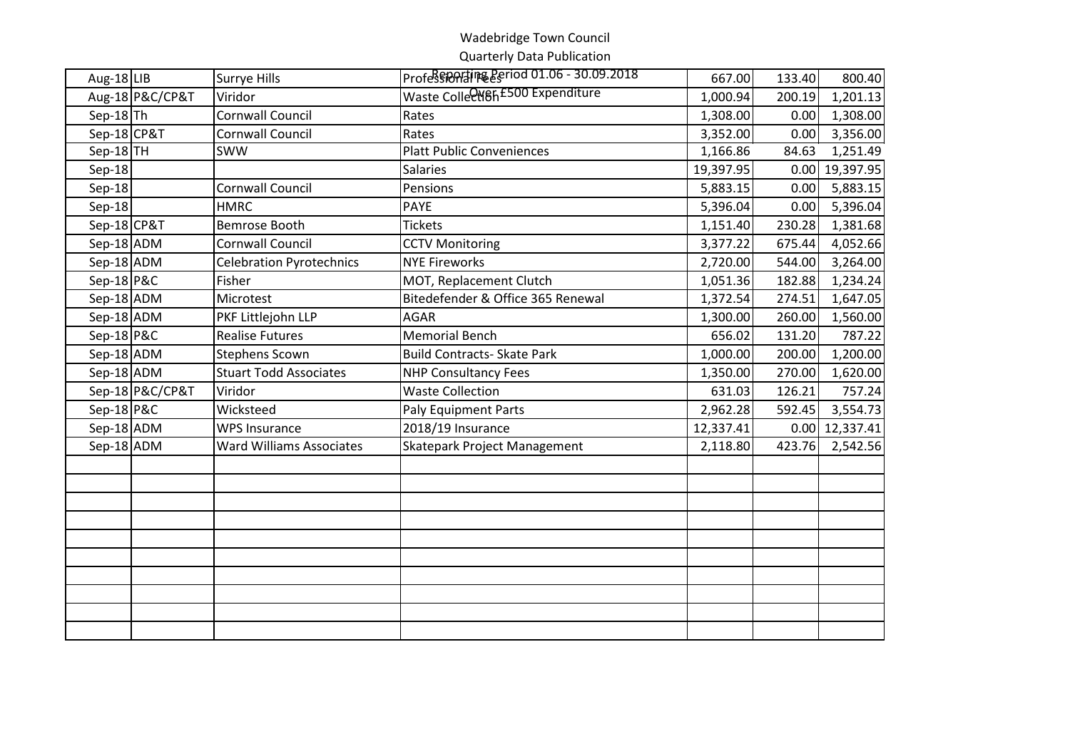# Wadebridge Town Council

## Quarterly Data Publication

Reporting Period 01.06 - 30.09.2018

Over £500 Expenditure

| | | | | | | |
|---|---|---|---|---|---|---|
| Aug-18 | LIB | Surrye Hills | Professional Fees | 667.00 | 133.40 | 800.40 |
| Aug-18 | P&C/CP&T | Viridor | Waste Collection | 1,000.94 | 200.19 | 1,201.13 |
| Sep-18 | Th | Cornwall Council | Rates | 1,308.00 | 0.00 | 1,308.00 |
| Sep-18 | CP&T | Cornwall Council | Rates | 3,352.00 | 0.00 | 3,356.00 |
| Sep-18 | TH | SWW | Platt Public Conveniences | 1,166.86 | 84.63 | 1,251.49 |
| Sep-18 | | | Salaries | 19,397.95 | 0.00 | 19,397.95 |
| Sep-18 | | Cornwall Council | Pensions | 5,883.15 | 0.00 | 5,883.15 |
| Sep-18 | | HMRC | PAYE | 5,396.04 | 0.00 | 5,396.04 |
| Sep-18 | CP&T | Bemrose Booth | Tickets | 1,151.40 | 230.28 | 1,381.68 |
| Sep-18 | ADM | Cornwall Council | CCTV Monitoring | 3,377.22 | 675.44 | 4,052.66 |
| Sep-18 | ADM | Celebration Pyrotechnics | NYE Fireworks | 2,720.00 | 544.00 | 3,264.00 |
| Sep-18 | P&C | Fisher | MOT, Replacement Clutch | 1,051.36 | 182.88 | 1,234.24 |
| Sep-18 | ADM | Microtest | Bitedefender & Office 365 Renewal | 1,372.54 | 274.51 | 1,647.05 |
| Sep-18 | ADM | PKF Littlejohn LLP | AGAR | 1,300.00 | 260.00 | 1,560.00 |
| Sep-18 | P&C | Realise Futures | Memorial Bench | 656.02 | 131.20 | 787.22 |
| Sep-18 | ADM | Stephens Scown | Build Contracts- Skate Park | 1,000.00 | 200.00 | 1,200.00 |
| Sep-18 | ADM | Stuart Todd Associates | NHP Consultancy Fees | 1,350.00 | 270.00 | 1,620.00 |
| Sep-18 | P&C/CP&T | Viridor | Waste Collection | 631.03 | 126.21 | 757.24 |
| Sep-18 | P&C | Wicksteed | Paly Equipment Parts | 2,962.28 | 592.45 | 3,554.73 |
| Sep-18 | ADM | WPS Insurance | 2018/19 Insurance | 12,337.41 | 0.00 | 12,337.41 |
| Sep-18 | ADM | Ward Williams Associates | Skatepark Project Management | 2,118.80 | 423.76 | 2,542.56 |